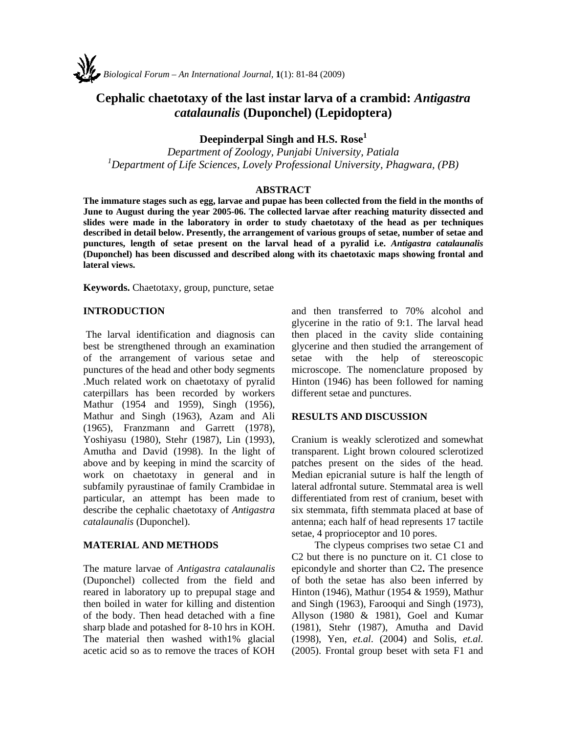# Cephalic chaetotaxy of the last instar larva of a crambid: *Antigastra catalaunalis* (Duponchel) (Lepidoptera)

**Deepinderpal Singh and H.S. Rose[1]**

*Department of Zoology, Punjabi University, Patiala*
*[1]Department of Life Sciences, Lovely Professional University, Phagwara, (PB)*

## ABSTRACT

**The immature stages such as egg, larvae and pupae has been collected from the field in the months of June to August during the year 2005-06. The collected larvae after reaching maturity dissected and slides were made in the laboratory in order to study chaetotaxy of the head as per techniques described in detail below. Presently, the arrangement of various groups of setae, number of setae and punctures, length of setae present on the larval head of a pyralid i.e. *Antigastra catalaunalis* (Duponchel) has been discussed and described along with its chaetotaxic maps showing frontal and lateral views.**

**Keywords.** Chaetotaxy, group, puncture, setae

## INTRODUCTION

The larval identification and diagnosis can best be strengthened through an examination of the arrangement of various setae and punctures of the head and other body segments .Much related work on chaetotaxy of pyralid caterpillars has been recorded by workers Mathur (1954 and 1959), Singh (1956), Mathur and Singh (1963), Azam and Ali (1965), Franzmann and Garrett (1978), Yoshiyasu (1980), Stehr (1987), Lin (1993), Amutha and David (1998). In the light of above and by keeping in mind the scarcity of work on chaetotaxy in general and in subfamily pyraustinae of family Crambidae in particular, an attempt has been made to describe the cephalic chaetotaxy of *Antigastra catalaunalis* (Duponchel).

## MATERIAL AND METHODS

The mature larvae of *Antigastra catalaunalis* (Duponchel) collected from the field and reared in laboratory up to prepupal stage and then boiled in water for killing and distention of the body. Then head detached with a fine sharp blade and potashed for 8-10 hrs in KOH. The material then washed with1% glacial acetic acid so as to remove the traces of KOH and then transferred to 70% alcohol and glycerine in the ratio of 9:1. The larval head then placed in the cavity slide containing glycerine and then studied the arrangement of setae with the help of stereoscopic microscope. The nomenclature proposed by Hinton (1946) has been followed for naming different setae and punctures.

## RESULTS AND DISCUSSION

Cranium is weakly sclerotized and somewhat transparent. Light brown coloured sclerotized patches present on the sides of the head. Median epicranial suture is half the length of lateral adfrontal suture. Stemmatal area is well differentiated from rest of cranium, beset with six stemmata, fifth stemmata placed at base of antenna; each half of head represents 17 tactile setae, 4 proprioceptor and 10 pores.

The clypeus comprises two setae C1 and C2 but there is no puncture on it. C1 close to epicondyle and shorter than C2**.** The presence of both the setae has also been inferred by Hinton (1946), Mathur (1954 & 1959), Mathur and Singh (1963), Farooqui and Singh (1973), Allyson (1980 & 1981), Goel and Kumar (1981), Stehr (1987), Amutha and David (1998), Yen, *et.al.* (2004) and Solis, *et.al.* (2005). Frontal group beset with seta F1 and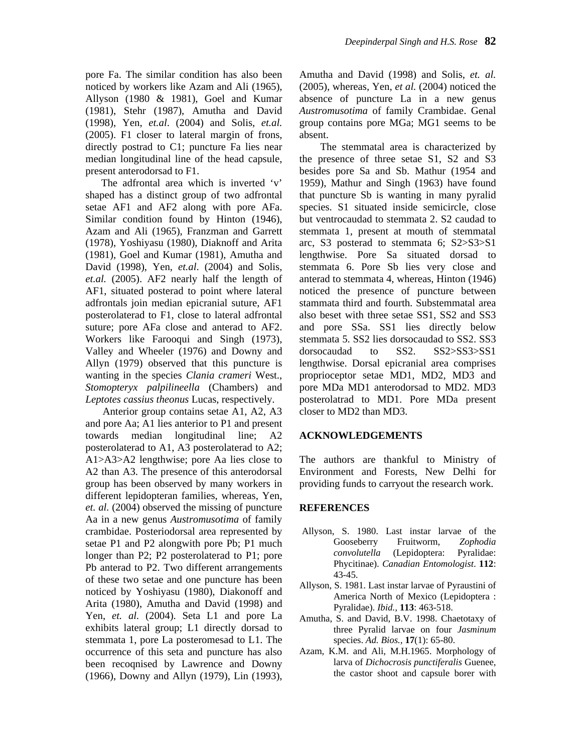pore Fa. The similar condition has also been noticed by workers like Azam and Ali (1965), Allyson (1980 & 1981), Goel and Kumar (1981), Stehr (1987), Amutha and David (1998), Yen, *et.al*. (2004) and Solis, *et.al.* (2005). F1 closer to lateral margin of frons, directly postrad to C1; puncture Fa lies near median longitudinal line of the head capsule, present anterodorsad to F1.

The adfrontal area which is inverted 'v' shaped has a distinct group of two adfrontal setae AF1 and AF2 along with pore AFa. Similar condition found by Hinton (1946), Azam and Ali (1965), Franzman and Garrett (1978), Yoshiyasu (1980), Diaknoff and Arita (1981), Goel and Kumar (1981), Amutha and David (1998), Yen, *et.al*. (2004) and Solis, *et.al.* (2005). AF2 nearly half the length of AF1, situated posterad to point where lateral adfrontals join median epicranial suture, AF1 posterolaterad to F1, close to lateral adfrontal suture; pore AFa close and anterad to AF2. Workers like Farooqui and Singh (1973), Valley and Wheeler (1976) and Downy and Allyn (1979) observed that this puncture is wanting in the species *Clania crameri* West., *Stomopteryx palpilineella* (Chambers) and *Leptotes cassius theonus* Lucas, respectively.

Anterior group contains setae A1, A2, A3 and pore Aa; A1 lies anterior to P1 and present towards median longitudinal line; A2 posterolaterad to A1, A3 posterolaterad to A2; A1>A3>A2 lengthwise; pore Aa lies close to A2 than A3. The presence of this anterodorsal group has been observed by many workers in different lepidopteran families, whereas, Yen, *et. al.* (2004) observed the missing of puncture Aa in a new genus *Austromusotima* of family crambidae. Posteriodorsal area represented by setae P1 and P2 alongwith pore Pb; P1 much longer than P2; P2 posterolaterad to P1; pore Pb anterad to P2. Two different arrangements of these two setae and one puncture has been noticed by Yoshiyasu (1980), Diakonoff and Arita (1980), Amutha and David (1998) and Yen, *et. al*. (2004). Seta L1 and pore La exhibits lateral group; L1 directly dorsad to stemmata 1, pore La posteromesad to L1. The occurrence of this seta and puncture has also been recoqnised by Lawrence and Downy (1966), Downy and Allyn (1979), Lin (1993), Amutha and David (1998) and Solis, *et. al.* (2005), whereas, Yen, *et al.* (2004) noticed the absence of puncture La in a new genus *Austromusotima* of family Crambidae. Genal group contains pore MGa; MG1 seems to be absent.

The stemmatal area is characterized by the presence of three setae S1, S2 and S3 besides pore Sa and Sb. Mathur (1954 and 1959), Mathur and Singh (1963) have found that puncture Sb is wanting in many pyralid species. S1 situated inside semicircle, close but ventrocaudad to stemmata 2. S2 caudad to stemmata 1, present at mouth of stemmatal arc, S3 posterad to stemmata 6; S2>S3>S1 lengthwise. Pore Sa situated dorsad to stemmata 6. Pore Sb lies very close and anterad to stemmata 4, whereas, Hinton (1946) noticed the presence of puncture between stammata third and fourth. Substemmatal area also beset with three setae SS1, SS2 and SS3 and pore SSa. SS1 lies directly below stemmata 5. SS2 lies dorsocaudad to SS2. SS3 dorsocaudad to SS2. SS2>SS3>SS1 lengthwise. Dorsal epicranial area comprises proprioceptor setae MD1, MD2, MD3 and pore MDa MD1 anterodorsad to MD2. MD3 posterolatrad to MD1. Pore MDa present closer to MD2 than MD3.

## ACKNOWLEDGEMENTS

The authors are thankful to Ministry of Environment and Forests, New Delhi for providing funds to carryout the research work.

## REFERENCES

Allyson, S. 1980. Last instar larvae of the Gooseberry Fruitworm, *Zophodia convolutella* (Lepidoptera: Pyralidae: Phycitinae). *Canadian Entomologist*. **112**: 43-45.

Allyson, S. 1981. Last instar larvae of Pyraustini of America North of Mexico (Lepidoptera : Pyralidae). *Ibid.,* **113**: 463-518.

Amutha, S. and David, B.V. 1998. Chaetotaxy of three Pyralid larvae on four *Jasminum* species. *Ad. Bios.,* **17**(1): 65-80.

Azam, K.M. and Ali, M.H.1965. Morphology of larva of *Dichocrosis punctiferalis* Guenee, the castor shoot and capsule borer with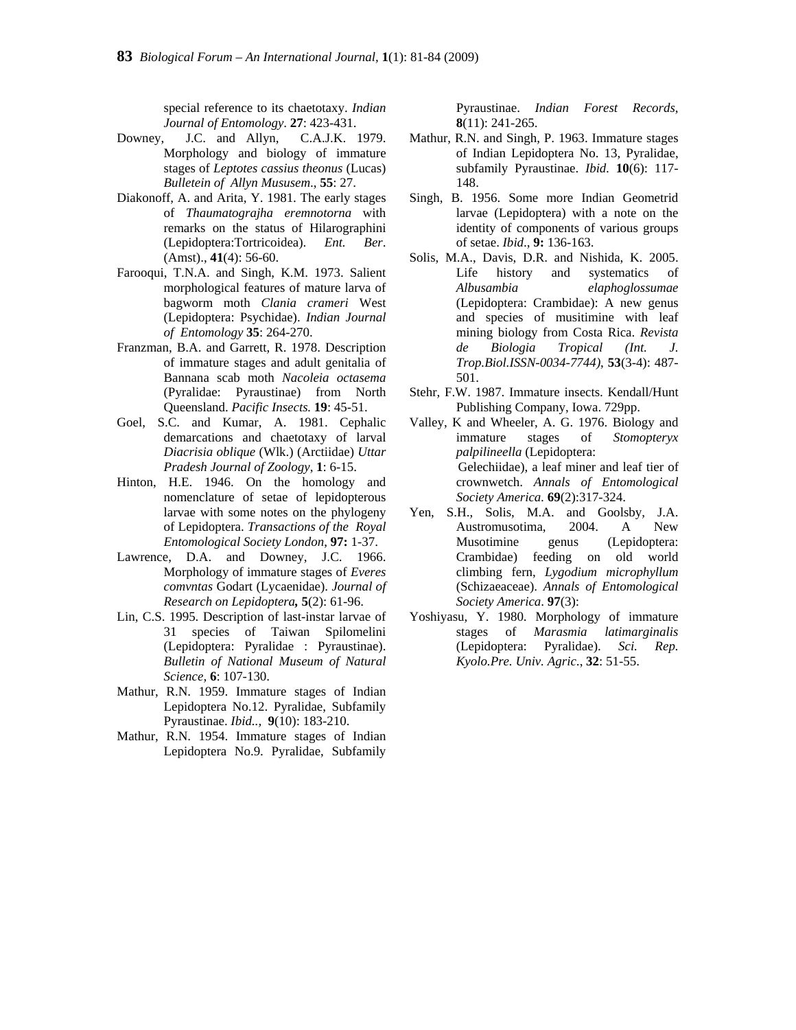special reference to its chaetotaxy. *Indian Journal of Entomology*. **27**: 423-431.

Downey, J.C. and Allyn, C.A.J.K. 1979. Morphology and biology of immature stages of *Leptotes cassius theonus* (Lucas) *Bulletein of Allyn Mususem.*, **55**: 27.

Diakonoff, A. and Arita, Y. 1981. The early stages of *Thaumatograjha eremnotorna* with remarks on the status of Hilarographini (Lepidoptera:Tortricoidea). *Ent. Ber*. (Amst)., **41**(4): 56-60.

Farooqui, T.N.A. and Singh, K.M. 1973. Salient morphological features of mature larva of bagworm moth *Clania crameri* West (Lepidoptera: Psychidae). *Indian Journal of Entomology* **35**: 264-270.

Franzman, B.A. and Garrett, R. 1978. Description of immature stages and adult genitalia of Bannana scab moth *Nacoleia octasema* (Pyralidae: Pyraustinae) from North Queensland. *Pacific Insects.* **19**: 45-51.

Goel, S.C. and Kumar, A. 1981. Cephalic demarcations and chaetotaxy of larval *Diacrisia oblique* (Wlk.) (Arctiidae) *Uttar Pradesh Journal of Zoology*, **1**: 6-15.

Hinton, H.E. 1946. On the homology and nomenclature of setae of lepidopterous larvae with some notes on the phylogeny of Lepidoptera. *Transactions of the Royal Entomological Society London*, **97:** 1-37.

Lawrence, D.A. and Downey, J.C. 1966. Morphology of immature stages of *Everes comvntas* Godart (Lycaenidae). *Journal of Research on Lepidoptera***,** **5**(2): 61-96.

Lin, C.S. 1995. Description of last-instar larvae of 31 species of Taiwan Spilomelini (Lepidoptera: Pyralidae : Pyraustinae). *Bulletin of National Museum of Natural Science*, **6**: 107-130.

Mathur, R.N. 1959. Immature stages of Indian Lepidoptera No.12. Pyralidae, Subfamily Pyraustinae. *Ibid..,* **9**(10): 183-210.

Mathur, R.N. 1954. Immature stages of Indian Lepidoptera No.9. Pyralidae, Subfamily Pyraustinae. *Indian Forest Records*, **8**(11): 241-265.

Mathur, R.N. and Singh, P. 1963. Immature stages of Indian Lepidoptera No. 13, Pyralidae, subfamily Pyraustinae. *Ibid.* **10**(6): 117-148.

Singh, B. 1956. Some more Indian Geometrid larvae (Lepidoptera) with a note on the identity of components of various groups of setae. *Ibid*., **9:** 136-163.

Solis, M.A., Davis, D.R. and Nishida, K. 2005. Life history and systematics of *Albusambia elaphoglossumae* (Lepidoptera: Crambidae): A new genus and species of musitimine with leaf mining biology from Costa Rica. *Revista de Biologia Tropical (Int. J. Trop.Biol.ISSN-0034-7744)*, **53**(3-4): 487-501.

Stehr, F.W. 1987. Immature insects. Kendall/Hunt Publishing Company, Iowa. 729pp.

Valley, K and Wheeler, A. G. 1976. Biology and immature stages of *Stomopteryx palpilineella* (Lepidoptera: Gelechiidae), a leaf miner and leaf tier of crownwetch. *Annals of Entomological Society America.* **69**(2):317-324.

Yen, S.H., Solis, M.A. and Goolsby, J.A. Austromusotima, 2004. A New Musotimine genus (Lepidoptera: Crambidae) feeding on old world climbing fern, *Lygodium microphyllum* (Schizaeaceae). *Annals of Entomological Society America*. **97**(3):

Yoshiyasu, Y. 1980. Morphology of immature stages of *Marasmia latimarginalis* (Lepidoptera: Pyralidae). *Sci. Rep. Kyolo.Pre. Univ. Agric*., **32**: 51-55.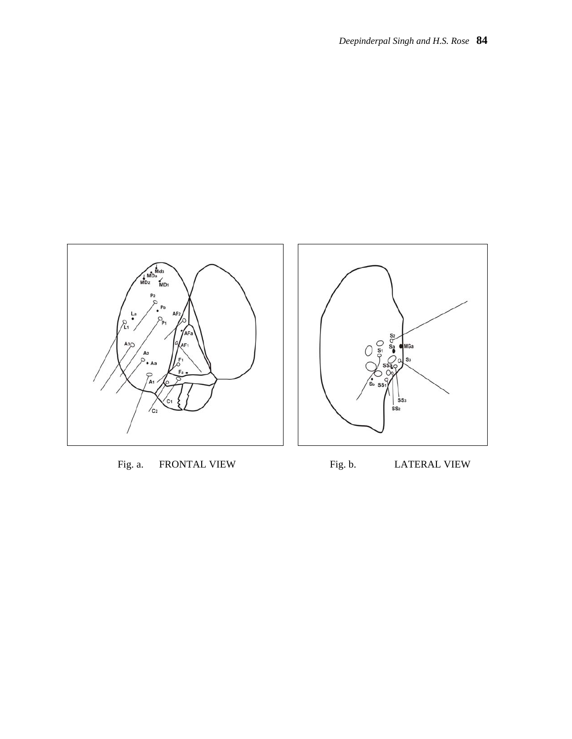Md3
MDa
MD2
MD1
P2
Pb
La
AF2
P1
L1
AFa
A3
AF1
A2
Aa
F1
Fa
A1
C1
C2

Fig. a. FRONTAL VIEW

S2
Sa
MGa
S1
S3
SSa
Sb
SS1
SS3
SS2

Fig. b. LATERAL VIEW